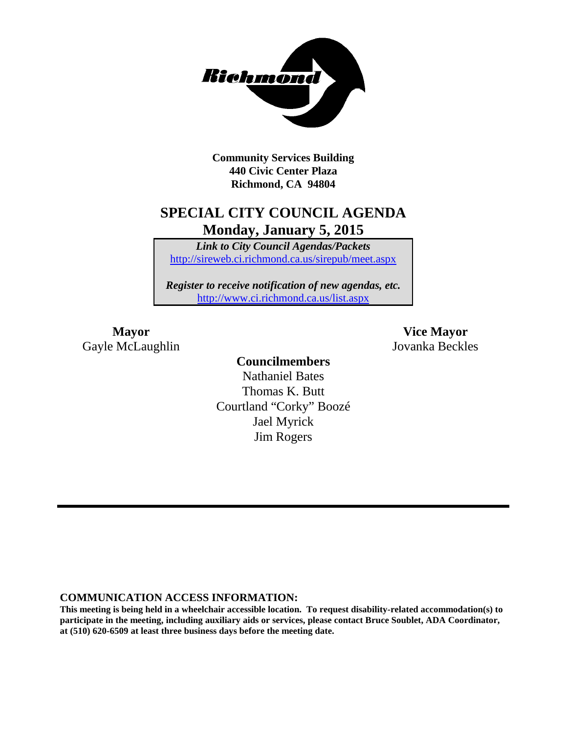Richmond

**Community Services Building**
**440 Civic Center Plaza**
**Richmond, CA 94804**

# SPECIAL CITY COUNCIL AGENDA

## Monday, January 5, 2015

***Link to City Council Agendas/Packets***
http://sireweb.ci.richmond.ca.us/sirepub/meet.aspx

***Register to receive notification of new agendas, etc.***
http://www.ci.richmond.ca.us/list.aspx

**Mayor**
Gayle McLaughlin

**Vice Mayor**
Jovanka Beckles

**Councilmembers**
Nathaniel Bates
Thomas K. Butt
Courtland "Corky" Boozé
Jael Myrick
Jim Rogers

---

**COMMUNICATION ACCESS INFORMATION:**

**This meeting is being held in a wheelchair accessible location. To request disability-related accommodation(s) to participate in the meeting, including auxiliary aids or services, please contact Bruce Soublet, ADA Coordinator, at (510) 620-6509 at least three business days before the meeting date.**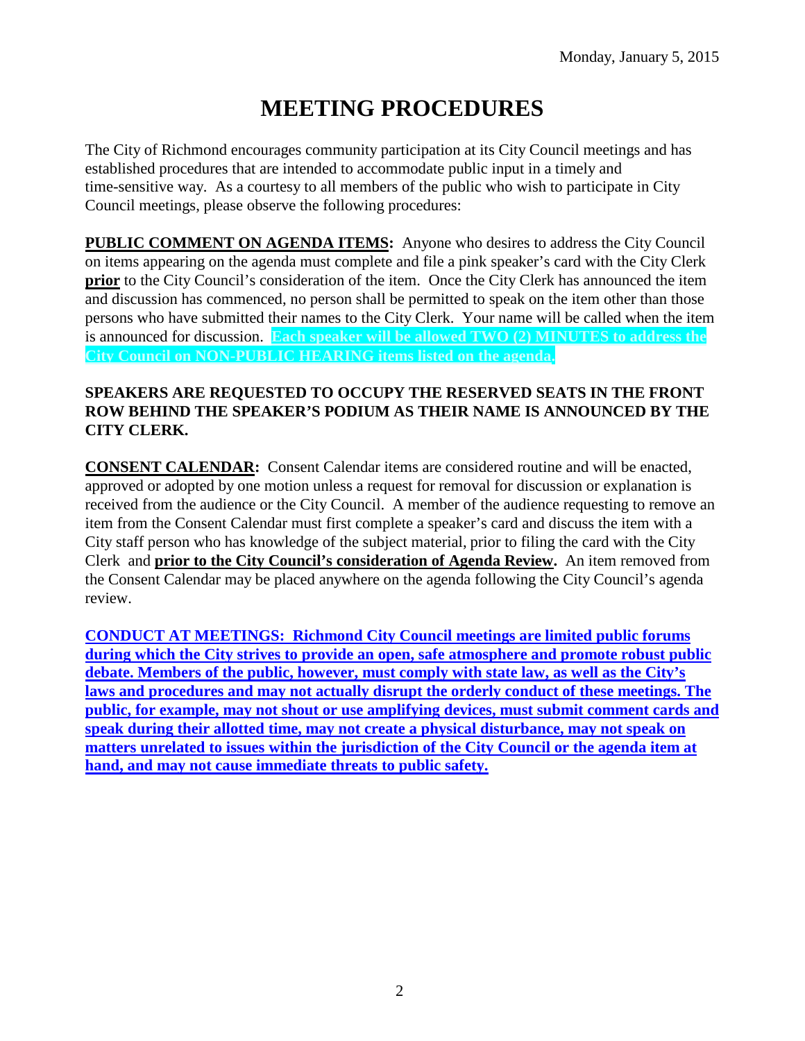Monday, January 5, 2015

# MEETING PROCEDURES

The City of Richmond encourages community participation at its City Council meetings and has established procedures that are intended to accommodate public input in a timely and time-sensitive way. As a courtesy to all members of the public who wish to participate in City Council meetings, please observe the following procedures:

**PUBLIC COMMENT ON AGENDA ITEMS:** Anyone who desires to address the City Council on items appearing on the agenda must complete and file a pink speaker's card with the City Clerk **prior** to the City Council's consideration of the item. Once the City Clerk has announced the item and discussion has commenced, no person shall be permitted to speak on the item other than those persons who have submitted their names to the City Clerk. Your name will be called when the item is announced for discussion. **Each speaker will be allowed TWO (2) MINUTES to address the City Council on NON-PUBLIC HEARING items listed on the agenda.**

**SPEAKERS ARE REQUESTED TO OCCUPY THE RESERVED SEATS IN THE FRONT ROW BEHIND THE SPEAKER'S PODIUM AS THEIR NAME IS ANNOUNCED BY THE CITY CLERK.**

**CONSENT CALENDAR:** Consent Calendar items are considered routine and will be enacted, approved or adopted by one motion unless a request for removal for discussion or explanation is received from the audience or the City Council. A member of the audience requesting to remove an item from the Consent Calendar must first complete a speaker's card and discuss the item with a City staff person who has knowledge of the subject material, prior to filing the card with the City Clerk and **prior to the City Council's consideration of Agenda Review.** An item removed from the Consent Calendar may be placed anywhere on the agenda following the City Council's agenda review.

**CONDUCT AT MEETINGS: Richmond City Council meetings are limited public forums during which the City strives to provide an open, safe atmosphere and promote robust public debate. Members of the public, however, must comply with state law, as well as the City's laws and procedures and may not actually disrupt the orderly conduct of these meetings. The public, for example, may not shout or use amplifying devices, must submit comment cards and speak during their allotted time, may not create a physical disturbance, may not speak on matters unrelated to issues within the jurisdiction of the City Council or the agenda item at hand, and may not cause immediate threats to public safety.**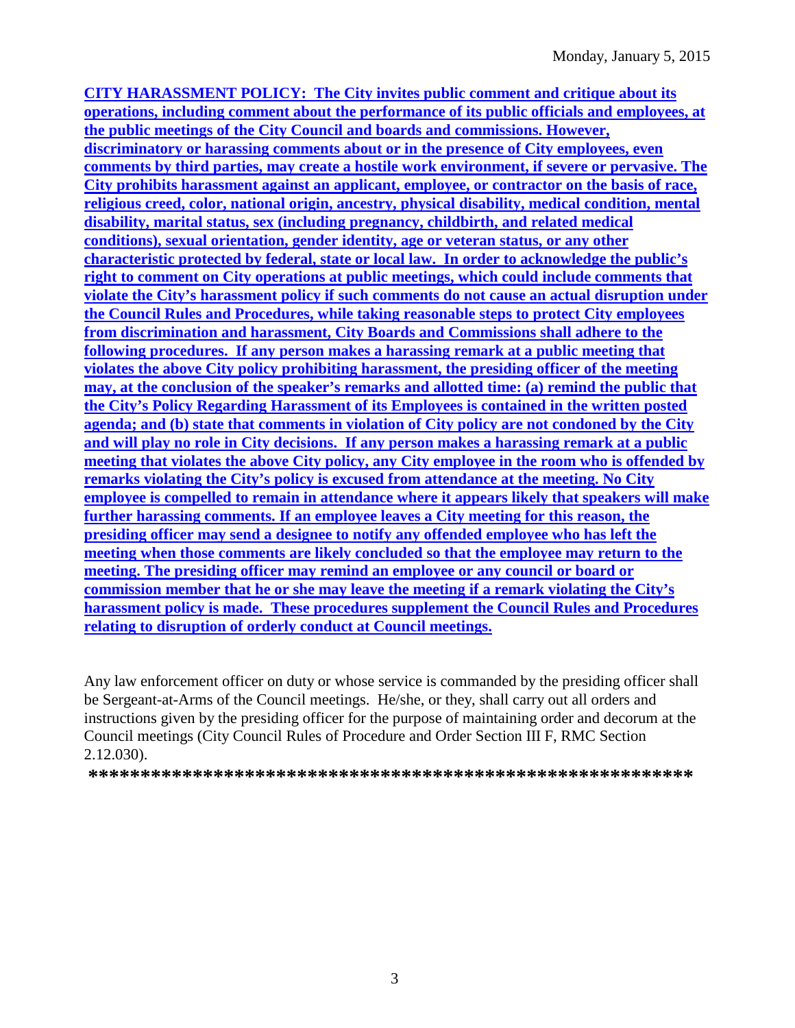Monday, January 5, 2015

**CITY HARASSMENT POLICY: The City invites public comment and critique about its operations, including comment about the performance of its public officials and employees, at the public meetings of the City Council and boards and commissions. However, discriminatory or harassing comments about or in the presence of City employees, even comments by third parties, may create a hostile work environment, if severe or pervasive. The City prohibits harassment against an applicant, employee, or contractor on the basis of race, religious creed, color, national origin, ancestry, physical disability, medical condition, mental disability, marital status, sex (including pregnancy, childbirth, and related medical conditions), sexual orientation, gender identity, age or veteran status, or any other characteristic protected by federal, state or local law. In order to acknowledge the public's right to comment on City operations at public meetings, which could include comments that violate the City's harassment policy if such comments do not cause an actual disruption under the Council Rules and Procedures, while taking reasonable steps to protect City employees from discrimination and harassment, City Boards and Commissions shall adhere to the following procedures. If any person makes a harassing remark at a public meeting that violates the above City policy prohibiting harassment, the presiding officer of the meeting may, at the conclusion of the speaker's remarks and allotted time: (a) remind the public that the City's Policy Regarding Harassment of its Employees is contained in the written posted agenda; and (b) state that comments in violation of City policy are not condoned by the City and will play no role in City decisions. If any person makes a harassing remark at a public meeting that violates the above City policy, any City employee in the room who is offended by remarks violating the City's policy is excused from attendance at the meeting. No City employee is compelled to remain in attendance where it appears likely that speakers will make further harassing comments. If an employee leaves a City meeting for this reason, the presiding officer may send a designee to notify any offended employee who has left the meeting when those comments are likely concluded so that the employee may return to the meeting. The presiding officer may remind an employee or any council or board or commission member that he or she may leave the meeting if a remark violating the City's harassment policy is made. These procedures supplement the Council Rules and Procedures relating to disruption of orderly conduct at Council meetings.**

Any law enforcement officer on duty or whose service is commanded by the presiding officer shall be Sergeant-at-Arms of the Council meetings. He/she, or they, shall carry out all orders and instructions given by the presiding officer for the purpose of maintaining order and decorum at the Council meetings (City Council Rules of Procedure and Order Section III F, RMC Section 2.12.030).

**\*\*\*\*\*\*\*\*\*\*\*\*\*\*\*\*\*\*\*\*\*\*\*\*\*\*\*\*\*\*\*\*\*\*\*\*\*\*\*\*\*\*\*\*\*\*\*\*\*\*\*\*\*\*\*\*\*\*\*\*\***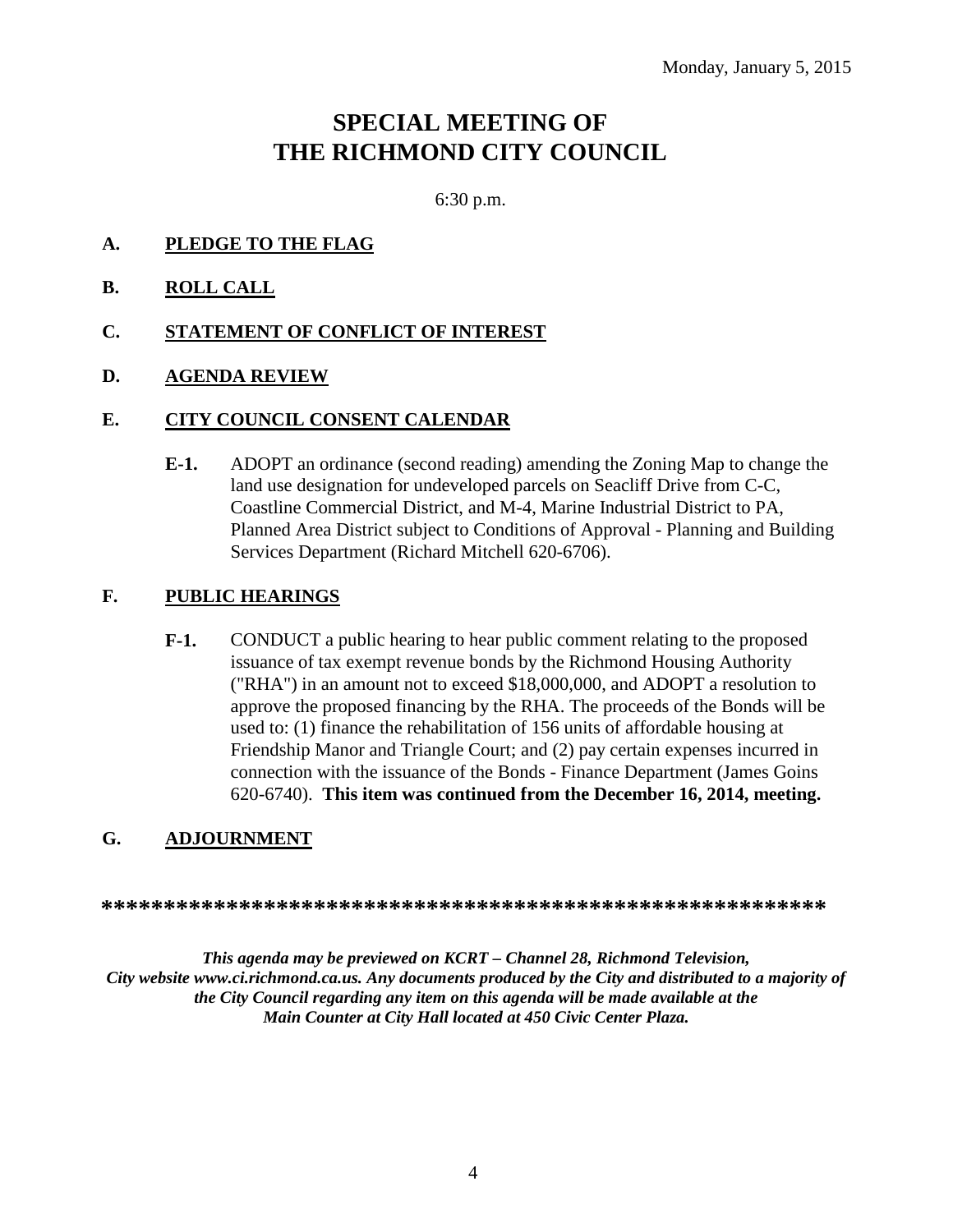Monday, January 5, 2015

# SPECIAL MEETING OF THE RICHMOND CITY COUNCIL

6:30 p.m.

**A. PLEDGE TO THE FLAG**

**B. ROLL CALL**

**C. STATEMENT OF CONFLICT OF INTEREST**

**D. AGENDA REVIEW**

**E. CITY COUNCIL CONSENT CALENDAR**

**E-1.** ADOPT an ordinance (second reading) amending the Zoning Map to change the land use designation for undeveloped parcels on Seacliff Drive from C-C, Coastline Commercial District, and M-4, Marine Industrial District to PA, Planned Area District subject to Conditions of Approval - Planning and Building Services Department (Richard Mitchell 620-6706).

**F. PUBLIC HEARINGS**

**F-1.** CONDUCT a public hearing to hear public comment relating to the proposed issuance of tax exempt revenue bonds by the Richmond Housing Authority ("RHA") in an amount not to exceed $18,000,000, and ADOPT a resolution to approve the proposed financing by the RHA. The proceeds of the Bonds will be used to: (1) finance the rehabilitation of 156 units of affordable housing at Friendship Manor and Triangle Court; and (2) pay certain expenses incurred in connection with the issuance of the Bonds - Finance Department (James Goins 620-6740). **This item was continued from the December 16, 2014, meeting.**

**G. ADJOURNMENT**

**************************************************************

***This agenda may be previewed on KCRT – Channel 28, Richmond Television, City website www.ci.richmond.ca.us. Any documents produced by the City and distributed to a majority of the City Council regarding any item on this agenda will be made available at the Main Counter at City Hall located at 450 Civic Center Plaza.***